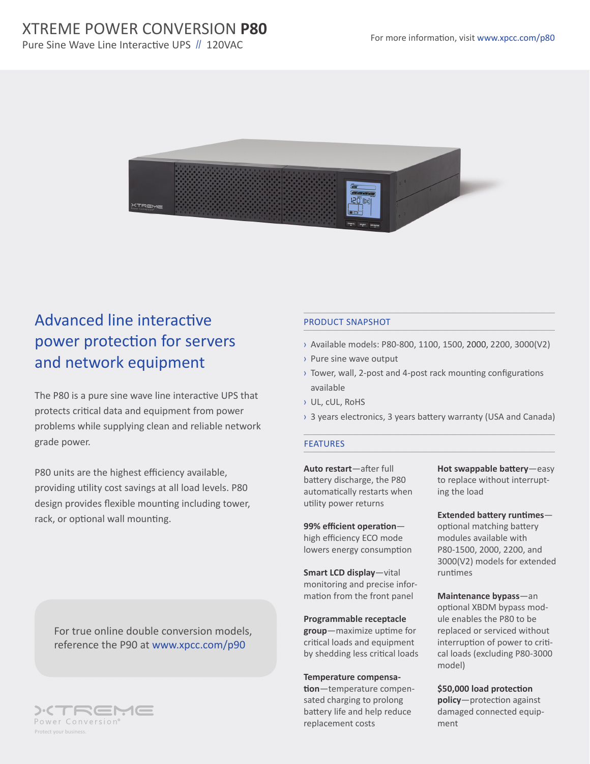# XTREME POWER CONVERSION **P80**

Pure Sine Wave Line Interactive UPS // 120VAC

For more information, visit www.xpcc.com/p80

## Advanced line interactive power protection for servers and network equipment

The P80 is a pure sine wave line interactive UPS that protects critical data and equipment from power problems while supplying clean and reliable network grade power.

P80 units are the highest efficiency available, providing utility cost savings at all load levels. P80 design provides flexible mounting including tower, rack, or optional wall mounting.

For true online double conversion models, reference the P90 at www.xpcc.com/p90

### PRODUCT SNAPSHOT

- Available models: P80-800, 1100, 1500, 2000, 2200, 3000(V2)
- Pure sine wave output
- Tower, wall, 2-post and 4-post rack mounting configurations available
- UL, cUL, RoHS
- 3 years electronics, 3 years battery warranty (USA and Canada)

### FEATURES

**Auto restart**—after full battery discharge, the P80 automatically restarts when utility power returns

**99% efficient operation**—high efficiency ECO mode lowers energy consumption

**Smart LCD display**—vital monitoring and precise information from the front panel

**Programmable receptacle group**—maximize uptime for critical loads and equipment by shedding less critical loads

**Temperature compensation**—temperature compensated charging to prolong battery life and help reduce replacement costs

**Hot swappable battery**—easy to replace without interrupting the load

**Extended battery runtimes**—optional matching battery modules available with P80-1500, 2000, 2200, and 3000(V2) models for extended runtimes

**Maintenance bypass**—an optional XBDM bypass module enables the P80 to be replaced or serviced without interruption of power to critical loads (excluding P80-3000 model)

**$50,000 load protection policy**—protection against damaged connected equipment

XTREME Power Conversion®

Protect your business.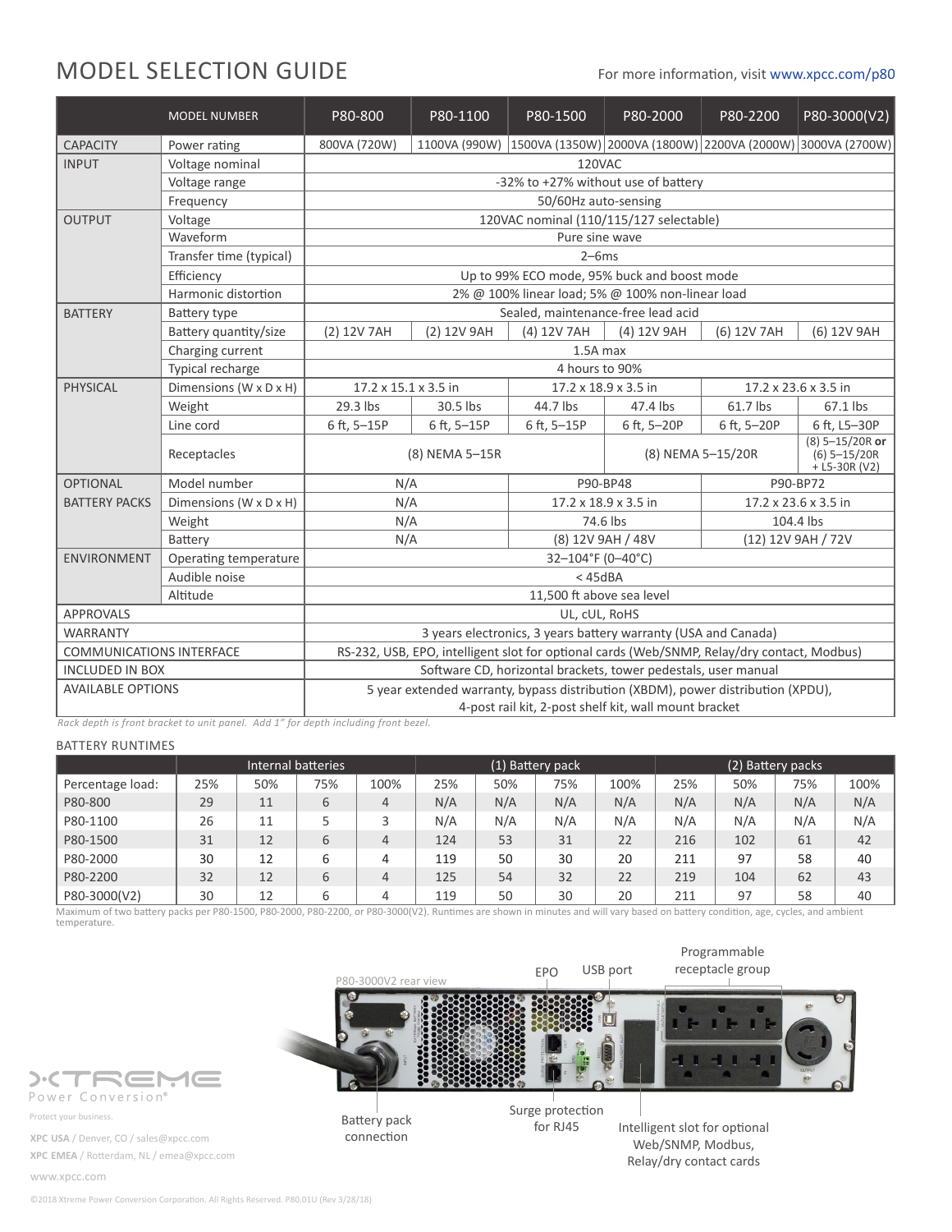# MODEL SELECTION GUIDE

For more information, visit www.xpcc.com/p80

| | MODEL NUMBER | P80-800 | P80-1100 | P80-1500 | P80-2000 | P80-2200 | P80-3000(V2) |
|---|---|---|---|---|---|---|---|
| CAPACITY | Power rating | 800VA (720W) | 1100VA (990W) | 1500VA (1350W) | 2000VA (1800W) | 2200VA (2000W) | 3000VA (2700W) |
| INPUT | Voltage nominal | 120VAC | | | | | |
| | Voltage range | -32% to +27% without use of battery | | | | | |
| | Frequency | 50/60Hz auto-sensing | | | | | |
| OUTPUT | Voltage | 120VAC nominal (110/115/127 selectable) | | | | | |
| | Waveform | Pure sine wave | | | | | |
| | Transfer time (typical) | 2–6ms | | | | | |
| | Efficiency | Up to 99% ECO mode, 95% buck and boost mode | | | | | |
| | Harmonic distortion | 2% @ 100% linear load; 5% @ 100% non-linear load | | | | | |
| BATTERY | Battery type | Sealed, maintenance-free lead acid | | | | | |
| | Battery quantity/size | (2) 12V 7AH | (2) 12V 9AH | (4) 12V 7AH | (4) 12V 9AH | (6) 12V 7AH | (6) 12V 9AH |
| | Charging current | 1.5A max | | | | | |
| | Typical recharge | 4 hours to 90% | | | | | |
| PHYSICAL | Dimensions (W x D x H) | 17.2 x 15.1 x 3.5 in | | 17.2 x 18.9 x 3.5 in | | 17.2 x 23.6 x 3.5 in | |
| | Weight | 29.3 lbs | 30.5 lbs | 44.7 lbs | 47.4 lbs | 61.7 lbs | 67.1 lbs |
| | Line cord | 6 ft, 5–15P | 6 ft, 5–15P | 6 ft, 5–15P | 6 ft, 5–20P | 6 ft, 5–20P | 6 ft, L5–30P |
| | Receptacles | (8) NEMA 5–15R | | | (8) NEMA 5–15/20R | | (8) 5–15/20R **or** (6) 5–15/20R + L5-30R (V2) |
| OPTIONAL BATTERY PACKS | Model number | N/A | | P90-BP48 | | P90-BP72 | |
| | Dimensions (W x D x H) | N/A | | 17.2 x 18.9 x 3.5 in | | 17.2 x 23.6 x 3.5 in | |
| | Weight | N/A | | 74.6 lbs | | 104.4 lbs | |
| | Battery | N/A | | (8) 12V 9AH / 48V | | (12) 12V 9AH / 72V | |
| ENVIRONMENT | Operating temperature | 32–104°F (0–40°C) | | | | | |
| | Audible noise | < 45dBA | | | | | |
| | Altitude | 11,500 ft above sea level | | | | | |
| APPROVALS | | UL, cUL, RoHS | | | | | |
| WARRANTY | | 3 years electronics, 3 years battery warranty (USA and Canada) | | | | | |
| COMMUNICATIONS INTERFACE | | RS-232, USB, EPO, intelligent slot for optional cards (Web/SNMP, Relay/dry contact, Modbus) | | | | | |
| INCLUDED IN BOX | | Software CD, horizontal brackets, tower pedestals, user manual | | | | | |
| AVAILABLE OPTIONS | | 5 year extended warranty, bypass distribution (XBDM), power distribution (XPDU), 4-post rail kit, 2-post shelf kit, wall mount bracket | | | | | |

*Rack depth is front bracket to unit panel. Add 1" for depth including front bezel.*

## BATTERY RUNTIMES

| | Internal batteries | | | | (1) Battery pack | | | | (2) Battery packs | | | |
|---|---|---|---|---|---|---|---|---|---|---|---|---|
| Percentage load: | 25% | 50% | 75% | 100% | 25% | 50% | 75% | 100% | 25% | 50% | 75% | 100% |
| P80-800 | 29 | 11 | 6 | 4 | N/A | N/A | N/A | N/A | N/A | N/A | N/A | N/A |
| P80-1100 | 26 | 11 | 5 | 3 | N/A | N/A | N/A | N/A | N/A | N/A | N/A | N/A |
| P80-1500 | 31 | 12 | 6 | 4 | 124 | 53 | 31 | 22 | 216 | 102 | 61 | 42 |
| P80-2000 | 30 | 12 | 6 | 4 | 119 | 50 | 30 | 20 | 211 | 97 | 58 | 40 |
| P80-2200 | 32 | 12 | 6 | 4 | 125 | 54 | 32 | 22 | 219 | 104 | 62 | 43 |
| P80-3000(V2) | 30 | 12 | 6 | 4 | 119 | 50 | 30 | 20 | 211 | 97 | 58 | 40 |

Maximum of two battery packs per P80-1500, P80-2000, P80-2200, or P80-3000(V2). Runtimes are shown in minutes and will vary based on battery condition, age, cycles, and ambient temperature.

P80-3000V2 rear view

EPO

USB port

Programmable receptacle group

Battery pack connection

Surge protection for RJ45

Intelligent slot for optional Web/SNMP, Modbus, Relay/dry contact cards

XTREME Power Conversion®

Protect your business.

**XPC USA** / Denver, CO / sales@xpcc.com

**XPC EMEA** / Rotterdam, NL / emea@xpcc.com

www.xpcc.com

©2018 Xtreme Power Conversion Corporation. All Rights Reserved. P80.01U (Rev 3/28/18)